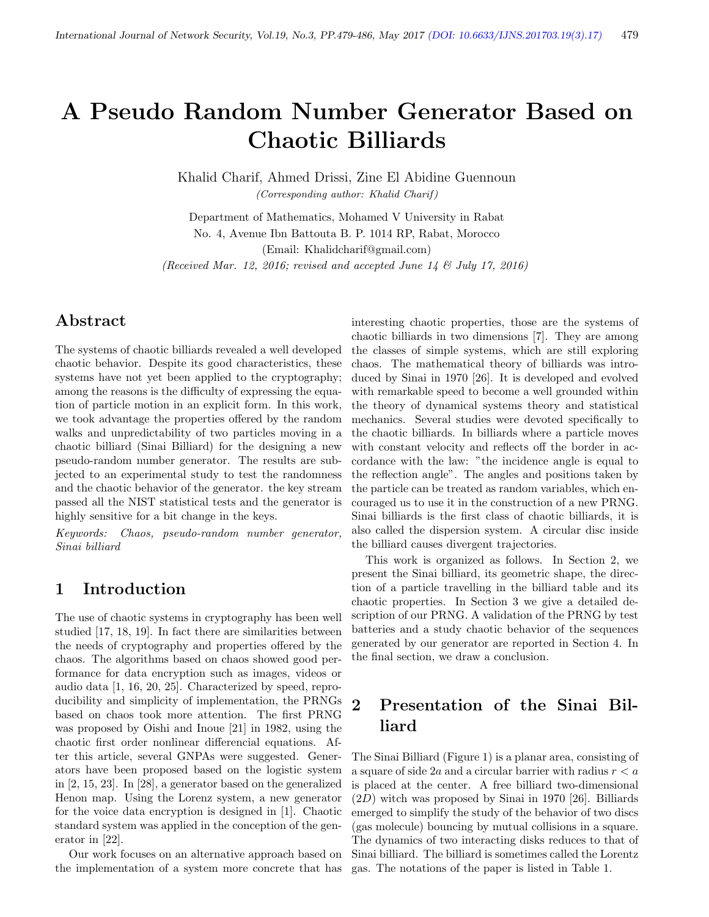# A Pseudo Random Number Generator Based on Chaotic Billiards

Khalid Charif, Ahmed Drissi, Zine El Abidine Guennoun

*(Corresponding author: Khalid Charif)*

Department of Mathematics, Mohamed V University in Rabat

No. 4, Avenue Ibn Battouta B. P. 1014 RP, Rabat, Morocco

(Email: Khalidcharif@gmail.com)

*(Received Mar. 12, 2016; revised and accepted June 14 & July 17, 2016)*

## Abstract

The systems of chaotic billiards revealed a well developed chaotic behavior. Despite its good characteristics, these systems have not yet been applied to the cryptography; among the reasons is the difficulty of expressing the equation of particle motion in an explicit form. In this work, we took advantage the properties offered by the random walks and unpredictability of two particles moving in a chaotic billiard (Sinai Billiard) for the designing a new pseudo-random number generator. The results are subjected to an experimental study to test the randomness and the chaotic behavior of the generator. the key stream passed all the NIST statistical tests and the generator is highly sensitive for a bit change in the keys.

*Keywords: Chaos, pseudo-random number generator, Sinai billiard*

## 1 Introduction

The use of chaotic systems in cryptography has been well studied [17, 18, 19]. In fact there are similarities between the needs of cryptography and properties offered by the chaos. The algorithms based on chaos showed good performance for data encryption such as images, videos or audio data [1, 16, 20, 25]. Characterized by speed, reproducibility and simplicity of implementation, the PRNGs based on chaos took more attention. The first PRNG was proposed by Oishi and Inoue [21] in 1982, using the chaotic first order nonlinear differencial equations. After this article, several GNPAs were suggested. Generators have been proposed based on the logistic system in [2, 15, 23]. In [28], a generator based on the generalized Henon map. Using the Lorenz system, a new generator for the voice data encryption is designed in [1]. Chaotic standard system was applied in the conception of the generator in [22].

Our work focuses on an alternative approach based on the implementation of a system more concrete that has interesting chaotic properties, those are the systems of chaotic billiards in two dimensions [7]. They are among the classes of simple systems, which are still exploring chaos. The mathematical theory of billiards was introduced by Sinai in 1970 [26]. It is developed and evolved with remarkable speed to become a well grounded within the theory of dynamical systems theory and statistical mechanics. Several studies were devoted specifically to the chaotic billiards. In billiards where a particle moves with constant velocity and reflects off the border in accordance with the law: "the incidence angle is equal to the reflection angle". The angles and positions taken by the particle can be treated as random variables, which encouraged us to use it in the construction of a new PRNG. Sinai billiards is the first class of chaotic billiards, it is also called the dispersion system. A circular disc inside the billiard causes divergent trajectories.

This work is organized as follows. In Section 2, we present the Sinai billiard, its geometric shape, the direction of a particle travelling in the billiard table and its chaotic properties. In Section 3 we give a detailed description of our PRNG. A validation of the PRNG by test batteries and a study chaotic behavior of the sequences generated by our generator are reported in Section 4. In the final section, we draw a conclusion.

## 2 Presentation of the Sinai Billiard

The Sinai Billiard (Figure 1) is a planar area, consisting of a square of side $2a$ and a circular barrier with radius $r < a$ is placed at the center. A free billiard two-dimensional ($2D$) witch was proposed by Sinai in 1970 [26]. Billiards emerged to simplify the study of the behavior of two discs (gas molecule) bouncing by mutual collisions in a square. The dynamics of two interacting disks reduces to that of Sinai billiard. The billiard is sometimes called the Lorentz gas. The notations of the paper is listed in Table 1.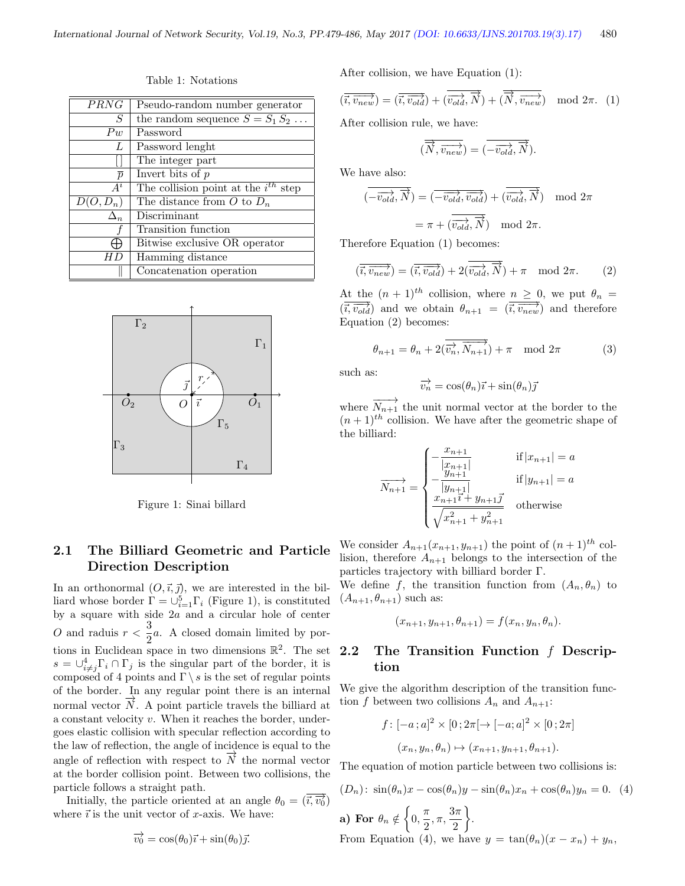Table 1: Notations

| | |
|---|---|
| $PRNG$ | Pseudo-random number generator |
| $S$ | the random sequence $S = S_1 S_2 \ldots$ |
| $Pw$ | Password |
| $L$ | Password lenght |
| [] | The integer part |
| $\overline{p}$ | Invert bits of $p$ |
| $A^i$ | The collision point at the $i^{th}$ step |
| $D(O, D_n)$ | The distance from $O$ to $D_n$ |
| $\Delta_n$ | Discriminant |
| $f$ | Transition function |
| $\bigoplus$ | Bitwise exclusive OR operator |
| $HD$ | Hamming distance |
| $\Vert$ | Concatenation operation |

Figure 1: Sinai billard

### 2.1 The Billiard Geometric and Particle Direction Description

In an orthonormal $(O, \vec{\imath}, \vec{\jmath})$, we are interested in the billiard whose border $\Gamma = \cup_{i=1}^{5} \Gamma_i$ (Figure 1), is constituted by a square with side $2a$ and a circular hole of center $O$ and raduis $r < \frac{3}{2}a$. A closed domain limited by portions in Euclidean space in two dimensions $\mathbb{R}^2$. The set $s = \cup_{i \neq j}^{4} \Gamma_i \cap \Gamma_j$ is the singular part of the border, it is composed of 4 points and $\Gamma \setminus s$ is the set of regular points of the border. In any regular point there is an internal normal vector $\overrightarrow{N}$. A point particle travels the billiard at a constant velocity $v$. When it reaches the border, undergoes elastic collision with specular reflection according to the law of reflection, the angle of incidence is equal to the angle of reflection with respect to $\overrightarrow{N}$ the normal vector at the border collision point. Between two collisions, the particle follows a straight path.

Initially, the particle oriented at an angle $\theta_0 = (\vec{\imath}, \overrightarrow{v_0})$ where $\vec{\imath}$ is the unit vector of $x$-axis. We have:

$$\overrightarrow{v_0} = \cos(\theta_0)\vec{\imath} + \sin(\theta_0)\vec{\jmath}.$$

After collision, we have Equation (1):

$$(\overrightarrow{\imath, v_{new}}) = (\overrightarrow{\imath, v_{old}}) + (\overrightarrow{v_{old}, \overrightarrow{N}}) + (\overrightarrow{\overrightarrow{N}, v_{new}}) \mod 2\pi. \quad (1)$$

After collision rule, we have:

$$(\overrightarrow{\overrightarrow{N}, v_{new}}) = (\overrightarrow{-v_{old}, \overrightarrow{N}}).$$

We have also:

$$(\overrightarrow{-v_{old}, \overrightarrow{N}}) = (\overrightarrow{-v_{old}, v_{old}}) + (\overrightarrow{v_{old}, \overrightarrow{N}}) \mod 2\pi$$

$$= \pi + (\overrightarrow{v_{old}, \overrightarrow{N}}) \mod 2\pi.$$

Therefore Equation (1) becomes:

$$(\overrightarrow{\imath, v_{new}}) = (\overrightarrow{\imath, v_{old}}) + 2(\overrightarrow{v_{old}, \overrightarrow{N}}) + \pi \mod 2\pi. \quad (2)$$

At the $(n+1)^{th}$ collision, where $n \geq 0$, we put $\theta_n = (\overrightarrow{\imath, v_{old}})$ and we obtain $\theta_{n+1} = (\overrightarrow{\imath, v_{new}})$ and therefore Equation (2) becomes:

$$\theta_{n+1} = \theta_n + 2(\overrightarrow{\overrightarrow{v_n}, N_{n+1}}) + \pi \mod 2\pi \quad (3)$$

such as:

$$\overrightarrow{v_n} = \cos(\theta_n)\vec{\imath} + \sin(\theta_n)\vec{\jmath}$$

where $\overrightarrow{N_{n+1}}$ the unit normal vector at the border to the $(n+1)^{th}$ collision. We have after the geometric shape of the billiard:

$$\overrightarrow{N_{n+1}} = \begin{cases} -\dfrac{x_{n+1}}{|x_{n+1}|} & \text{if} \, |x_{n+1}| = a \\ -\dfrac{y_{n+1}}{|y_{n+1}|} & \text{if} \, |y_{n+1}| = a \\ \dfrac{x_{n+1}\vec{\imath} + y_{n+1}\vec{\jmath}}{\sqrt{x_{n+1}^2 + y_{n+1}^2}} & \text{otherwise} \end{cases}$$

We consider $A_{n+1}(x_{n+1}, y_{n+1})$ the point of $(n+1)^{th}$ collision, therefore $A_{n+1}$ belongs to the intersection of the particles trajectory with billiard border $\Gamma$.

We define $f$, the transition function from $(A_n, \theta_n)$ to $(A_{n+1}, \theta_{n+1})$ such as:

$$(x_{n+1}, y_{n+1}, \theta_{n+1}) = f(x_n, y_n, \theta_n).$$

### 2.2 The Transition Function $f$ Description

We give the algorithm description of the transition function $f$ between two collisions $A_n$ and $A_{n+1}$:

$$f\colon [-a\,; a]^2 \times [0\,; 2\pi[ \to [-a; a]^2 \times [0\,; 2\pi[$$

$$(x_n, y_n, \theta_n) \mapsto (x_{n+1}, y_{n+1}, \theta_{n+1}).$$

The equation of motion particle between two collisions is:

$$(D_n)\colon \sin(\theta_n)x - \cos(\theta_n)y - \sin(\theta_n)x_n + \cos(\theta_n)y_n = 0. \quad (4)$$

**a) For** $\theta_n \notin \left\{0, \frac{\pi}{2}, \pi, \frac{3\pi}{2}\right\}$.

From Equation (4), we have $y = \tan(\theta_n)(x - x_n) + y_n$,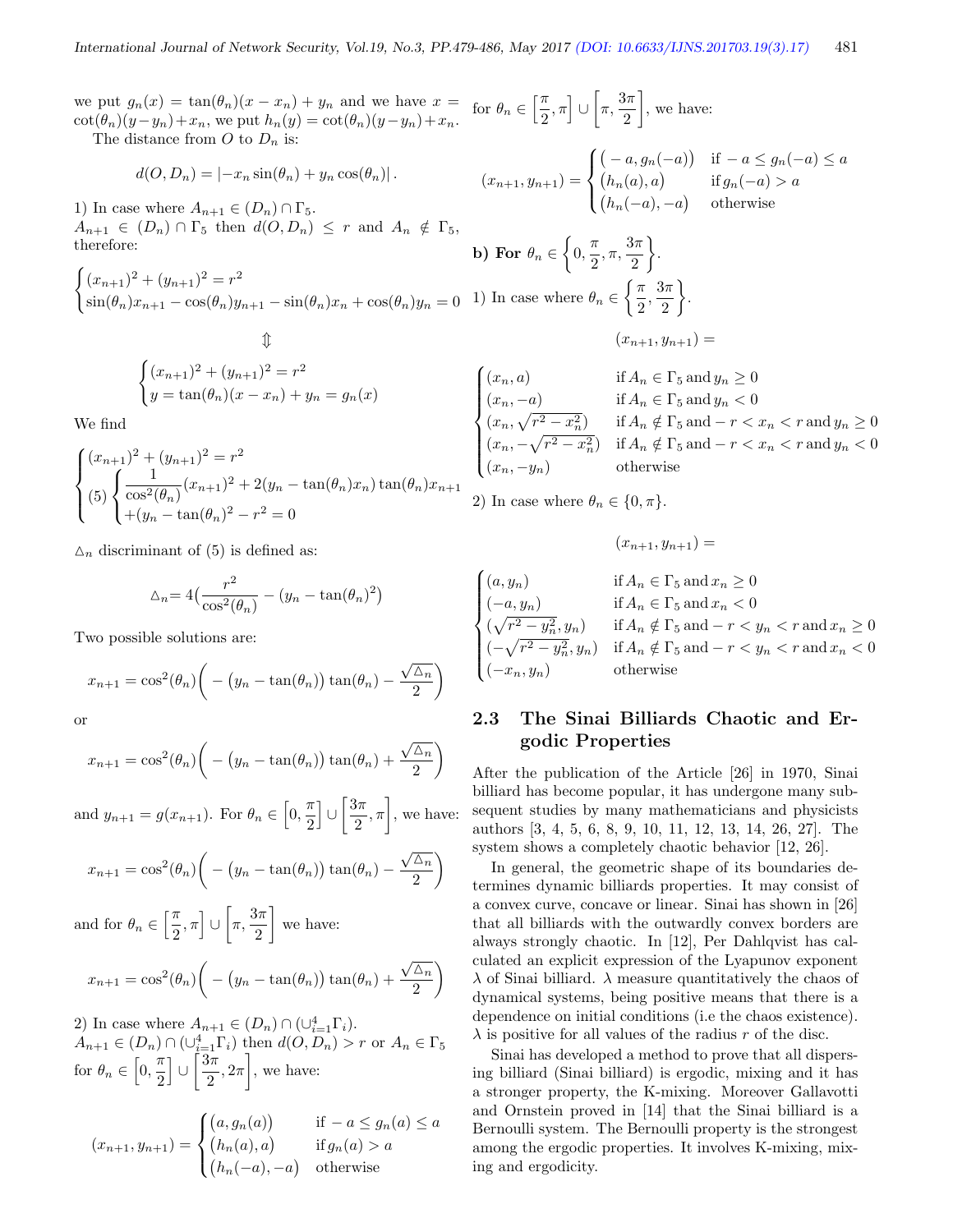we put $g_n(x) = \tan(\theta_n)(x - x_n) + y_n$ and we have $x = \cot(\theta_n)(y - y_n) + x_n$, we put $h_n(y) = \cot(\theta_n)(y - y_n) + x_n$.

The distance from $O$ to $D_n$ is:

$$d(O, D_n) = |-x_n \sin(\theta_n) + y_n \cos(\theta_n)|.$$

1) In case where $A_{n+1} \in (D_n) \cap \Gamma_5$.
$A_{n+1} \in (D_n) \cap \Gamma_5$ then $d(O, D_n) \leq r$ and $A_n \notin \Gamma_5$, therefore:

$$\begin{cases} (x_{n+1})^2 + (y_{n+1})^2 = r^2 \\ \sin(\theta_n)x_{n+1} - \cos(\theta_n)y_{n+1} - \sin(\theta_n)x_n + \cos(\theta_n)y_n = 0 \end{cases}$$

$$\Updownarrow$$

$$\begin{cases} (x_{n+1})^2 + (y_{n+1})^2 = r^2 \\ y = \tan(\theta_n)(x - x_n) + y_n = g_n(x) \end{cases}$$

We find

$$\begin{cases} (x_{n+1})^2 + (y_{n+1})^2 = r^2 \\ (5) \begin{cases} \dfrac{1}{\cos^2(\theta_n)}(x_{n+1})^2 + 2(y_n - \tan(\theta_n)x_n)\tan(\theta_n)x_{n+1} \\ +(y_n - \tan(\theta_n)^2 - r^2 = 0 \end{cases} \end{cases}$$

$\triangle_n$ discriminant of (5) is defined as:

$$\triangle_n = 4\left(\frac{r^2}{\cos^2(\theta_n)} - (y_n - \tan(\theta_n)^2)\right)$$

Two possible solutions are:

$$x_{n+1} = \cos^2(\theta_n)\left(-\big(y_n - \tan(\theta_n)\big)\tan(\theta_n) - \frac{\sqrt{\triangle_n}}{2}\right)$$

or

$$x_{n+1} = \cos^2(\theta_n)\left(-\big(y_n - \tan(\theta_n)\big)\tan(\theta_n) + \frac{\sqrt{\triangle_n}}{2}\right)$$

and $y_{n+1} = g(x_{n+1})$. For $\theta_n \in \left[0, \frac{\pi}{2}\right] \cup \left[\frac{3\pi}{2}, \pi\right]$, we have:

$$x_{n+1} = \cos^2(\theta_n)\left(-\big(y_n - \tan(\theta_n)\big)\tan(\theta_n) - \frac{\sqrt{\triangle_n}}{2}\right)$$

and for $\theta_n \in \left[\frac{\pi}{2}, \pi\right] \cup \left[\pi, \frac{3\pi}{2}\right]$ we have:

$$x_{n+1} = \cos^2(\theta_n)\left(-\big(y_n - \tan(\theta_n)\big)\tan(\theta_n) + \frac{\sqrt{\triangle_n}}{2}\right)$$

2) In case where $A_{n+1} \in (D_n) \cap (\cup_{i=1}^4 \Gamma_i)$.
$A_{n+1} \in (D_n) \cap (\cup_{i=1}^4 \Gamma_i)$ then $d(O, D_n) > r$ or $A_n \in \Gamma_5$ for $\theta_n \in \left[0, \frac{\pi}{2}\right] \cup \left[\frac{3\pi}{2}, 2\pi\right]$, we have:

$$(x_{n+1}, y_{n+1}) = \begin{cases} \big(a, g_n(a)\big) & \text{if } -a \leq g_n(a) \leq a \\ \big(h_n(a), a\big) & \text{if } g_n(a) > a \\ \big(h_n(-a), -a\big) & \text{otherwise} \end{cases}$$

for $\theta_n \in \left[\frac{\pi}{2}, \pi\right] \cup \left[\pi, \frac{3\pi}{2}\right]$, we have:

$$(x_{n+1}, y_{n+1}) = \begin{cases} \big(-a, g_n(-a)\big) & \text{if } -a \leq g_n(-a) \leq a \\ \big(h_n(a), a\big) & \text{if } g_n(-a) > a \\ \big(h_n(-a), -a\big) & \text{otherwise} \end{cases}$$

**b) For $\theta_n \in \left\{0, \frac{\pi}{2}, \pi, \frac{3\pi}{2}\right\}$.**

1) In case where $\theta_n \in \left\{\frac{\pi}{2}, \frac{3\pi}{2}\right\}$.

$$(x_{n+1}, y_{n+1}) =$$

$$\begin{cases} (x_n, a) & \text{if } A_n \in \Gamma_5 \text{ and } y_n \geq 0 \\ (x_n, -a) & \text{if } A_n \in \Gamma_5 \text{ and } y_n < 0 \\ (x_n, \sqrt{r^2 - x_n^2}) & \text{if } A_n \notin \Gamma_5 \text{ and } -r < x_n < r \text{ and } y_n \geq 0 \\ (x_n, -\sqrt{r^2 - x_n^2}) & \text{if } A_n \notin \Gamma_5 \text{ and } -r < x_n < r \text{ and } y_n < 0 \\ (x_n, -y_n) & \text{otherwise} \end{cases}$$

2) In case where $\theta_n \in \{0, \pi\}$.

$$(x_{n+1}, y_{n+1}) =$$

$$\begin{cases} (a, y_n) & \text{if } A_n \in \Gamma_5 \text{ and } x_n \geq 0 \\ (-a, y_n) & \text{if } A_n \in \Gamma_5 \text{ and } x_n < 0 \\ (\sqrt{r^2 - y_n^2}, y_n) & \text{if } A_n \notin \Gamma_5 \text{ and } -r < y_n < r \text{ and } x_n \geq 0 \\ (-\sqrt{r^2 - y_n^2}, y_n) & \text{if } A_n \notin \Gamma_5 \text{ and } -r < y_n < r \text{ and } x_n < 0 \\ (-x_n, y_n) & \text{otherwise} \end{cases}$$

### 2.3 The Sinai Billiards Chaotic and Ergodic Properties

After the publication of the Article [26] in 1970, Sinai billiard has become popular, it has undergone many subsequent studies by many mathematicians and physicists authors [3, 4, 5, 6, 8, 9, 10, 11, 12, 13, 14, 26, 27]. The system shows a completely chaotic behavior [12, 26].

In general, the geometric shape of its boundaries determines dynamic billiards properties. It may consist of a convex curve, concave or linear. Sinai has shown in [26] that all billiards with the outwardly convex borders are always strongly chaotic. In [12], Per Dahlqvist has calculated an explicit expression of the Lyapunov exponent $\lambda$ of Sinai billiard. $\lambda$ measure quantitatively the chaos of dynamical systems, being positive means that there is a dependence on initial conditions (i.e the chaos existence). $\lambda$ is positive for all values of the radius $r$ of the disc.

Sinai has developed a method to prove that all dispersing billiard (Sinai billiard) is ergodic, mixing and it has a stronger property, the K-mixing. Moreover Gallavotti and Ornstein proved in [14] that the Sinai billiard is a Bernoulli system. The Bernoulli property is the strongest among the ergodic properties. It involves K-mixing, mixing and ergodicity.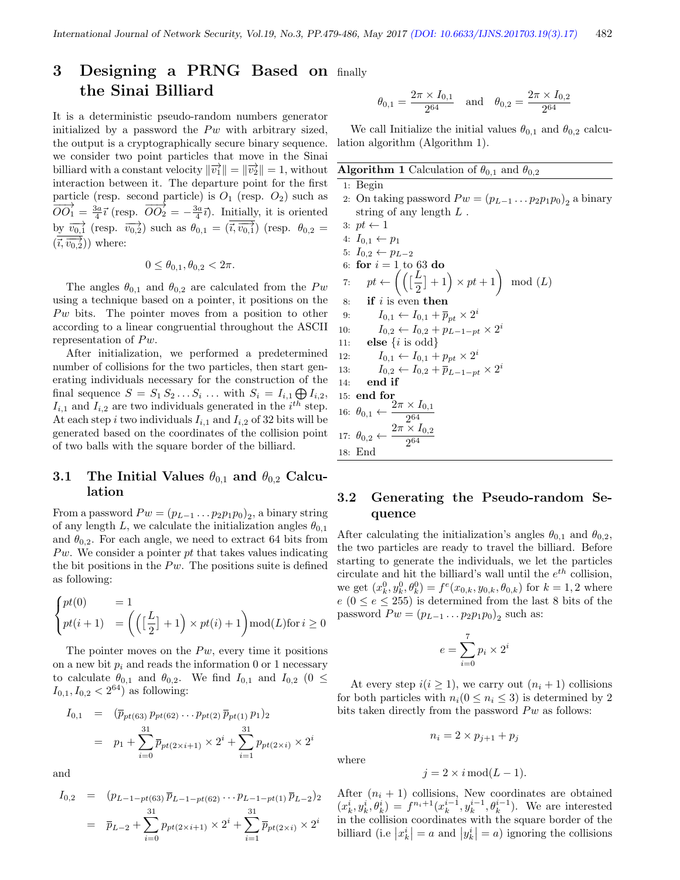# 3 Designing a PRNG Based on the Sinai Billiard

It is a deterministic pseudo-random numbers generator initialized by a password the $Pw$ with arbitrary sized, the output is a cryptographically secure binary sequence. we consider two point particles that move in the Sinai billiard with a constant velocity $\|\overrightarrow{v_1}\| = \|\overrightarrow{v_2}\| = 1$, without interaction between it. The departure point for the first particle (resp. second particle) is $O_1$ (resp. $O_2$) such as $\overrightarrow{OO_1} = \frac{3a}{4}\vec{\imath}$ (resp. $\overrightarrow{OO_2} = -\frac{3a}{4}\vec{\imath}$). Initially, it is oriented by $\overrightarrow{v_{0,1}}$ (resp. $\overrightarrow{v_{0,2}}$) such as $\theta_{0,1} = (\vec{\imath}, \overrightarrow{v_{0,1}})$ (resp. $\theta_{0,2} = (\vec{\imath}, \overrightarrow{v_{0,2}})$) where:

$$0 \leq \theta_{0,1}, \theta_{0,2} < 2\pi.$$

The angles $\theta_{0,1}$ and $\theta_{0,2}$ are calculated from the $Pw$ using a technique based on a pointer, it positions on the $Pw$ bits. The pointer moves from a position to other according to a linear congruential throughout the ASCII representation of $Pw$.

After initialization, we performed a predetermined number of collisions for the two particles, then start generating individuals necessary for the construction of the final sequence $S = S_1 S_2 \dots S_i \dots$ with $S_i = I_{i,1} \bigoplus I_{i,2}$, $I_{i,1}$ and $I_{i,2}$ are two individuals generated in the $i^{th}$ step. At each step $i$ two individuals $I_{i,1}$ and $I_{i,2}$ of 32 bits will be generated based on the coordinates of the collision point of two balls with the square border of the billiard.

## 3.1 The Initial Values $\theta_{0,1}$ and $\theta_{0,2}$ Calculation

From a password $Pw = (p_{L-1} \dots p_2 p_1 p_0)_2$, a binary string of any length $L$, we calculate the initialization angles $\theta_{0,1}$ and $\theta_{0,2}$. For each angle, we need to extract 64 bits from $Pw$. We consider a pointer $pt$ that takes values indicating the bit positions in the $Pw$. The positions suite is defined as following:

$$\begin{cases} pt(0) & = 1 \\ pt(i+1) & = \left(\left([\frac{L}{2}] + 1\right) \times pt(i) + 1\right) \mathrm{mod}(L) \text{for } i \geq 0 \end{cases}$$

The pointer moves on the $Pw$, every time it positions on a new bit $p_i$ and reads the information 0 or 1 necessary to calculate $\theta_{0,1}$ and $\theta_{0,2}$. We find $I_{0,1}$ and $I_{0,2}$ ($0 \leq I_{0,1}, I_{0,2} < 2^{64}$) as following:

$$\begin{aligned} I_{0,1} &= (\overline{p}_{pt(63)}\, p_{pt(62)} \dots p_{pt(2)}\, \overline{p}_{pt(1)}\, p_1)_2 \\ &= p_1 + \sum_{i=0}^{31} \overline{p}_{pt(2\times i+1)} \times 2^i + \sum_{i=1}^{31} p_{pt(2\times i)} \times 2^i \end{aligned}$$

and

$$\begin{aligned} I_{0,2} &= (p_{L-1-pt(63)}\, \overline{p}_{L-1-pt(62)} \dots p_{L-1-pt(1)}\, \overline{p}_{L-2})_2 \\ &= \overline{p}_{L-2} + \sum_{i=0}^{31} p_{pt(2\times i+1)} \times 2^i + \sum_{i=1}^{31} \overline{p}_{pt(2\times i)} \times 2^i \end{aligned}$$

finally

$$\theta_{0,1} = \frac{2\pi \times I_{0,1}}{2^{64}} \quad \text{and} \quad \theta_{0,2} = \frac{2\pi \times I_{0,2}}{2^{64}}$$

We call Initialize the initial values $\theta_{0,1}$ and $\theta_{0,2}$ calculation algorithm (Algorithm 1).

**Algorithm 1** Calculation of $\theta_{0,1}$ and $\theta_{0,2}$

```
1:  Begin
2:  On taking password Pw = (p_{L-1} ... p_2 p_1 p_0)_2 a binary
    string of any length L .
3:  pt ← 1
4:  I_{0,1} ← p_1
5:  I_{0,2} ← p_{L-2}
6:  for i = 1 to 63 do
7:      pt ← (([L/2] + 1) × pt + 1) mod (L)
8:      if i is even then
9:          I_{0,1} ← I_{0,1} + p̄_{pt} × 2^i
10:         I_{0,2} ← I_{0,2} + p_{L-1-pt} × 2^i
11:     else {i is odd}
12:         I_{0,1} ← I_{0,1} + p_{pt} × 2^i
13:         I_{0,2} ← I_{0,2} + p̄_{L-1-pt} × 2^i
14:     end if
15: end for
16: θ_{0,1} ← (2π × I_{0,1}) / 2^64
17: θ_{0,2} ← (2π × I_{0,2}) / 2^64
18: End
```

## 3.2 Generating the Pseudo-random Sequence

After calculating the initialization's angles $\theta_{0,1}$ and $\theta_{0,2}$, the two particles are ready to travel the billiard. Before starting to generate the individuals, we let the particles circulate and hit the billiard's wall until the $e^{th}$ collision, we get $(x_k^0, y_k^0, \theta_k^0) = f^e(x_{0,k}, y_{0,k}, \theta_{0,k})$ for $k = 1, 2$ where $e$ ($0 \leq e \leq 255$) is determined from the last 8 bits of the password $Pw = (p_{L-1} \dots p_2 p_1 p_0)_2$ such as:

$$e = \sum_{i=0}^{7} p_i \times 2^i$$

At every step $i (i \geq 1)$, we carry out $(n_i + 1)$ collisions for both particles with $n_i (0 \leq n_i \leq 3)$ is determined by 2 bits taken directly from the password $Pw$ as follows:

$$n_i = 2 \times p_{j+1} + p_j$$

where

$$j = 2 \times i \,\mathrm{mod}(L-1).$$

After $(n_i + 1)$ collisions, New coordinates are obtained $(x_k^i, y_k^i, \theta_k^i) = f^{n_i+1}(x_k^{i-1}, y_k^{i-1}, \theta_k^{i-1})$. We are interested in the collision coordinates with the square border of the billiard (i.e $|x_k^i| = a$ and $|y_k^i| = a$) ignoring the collisions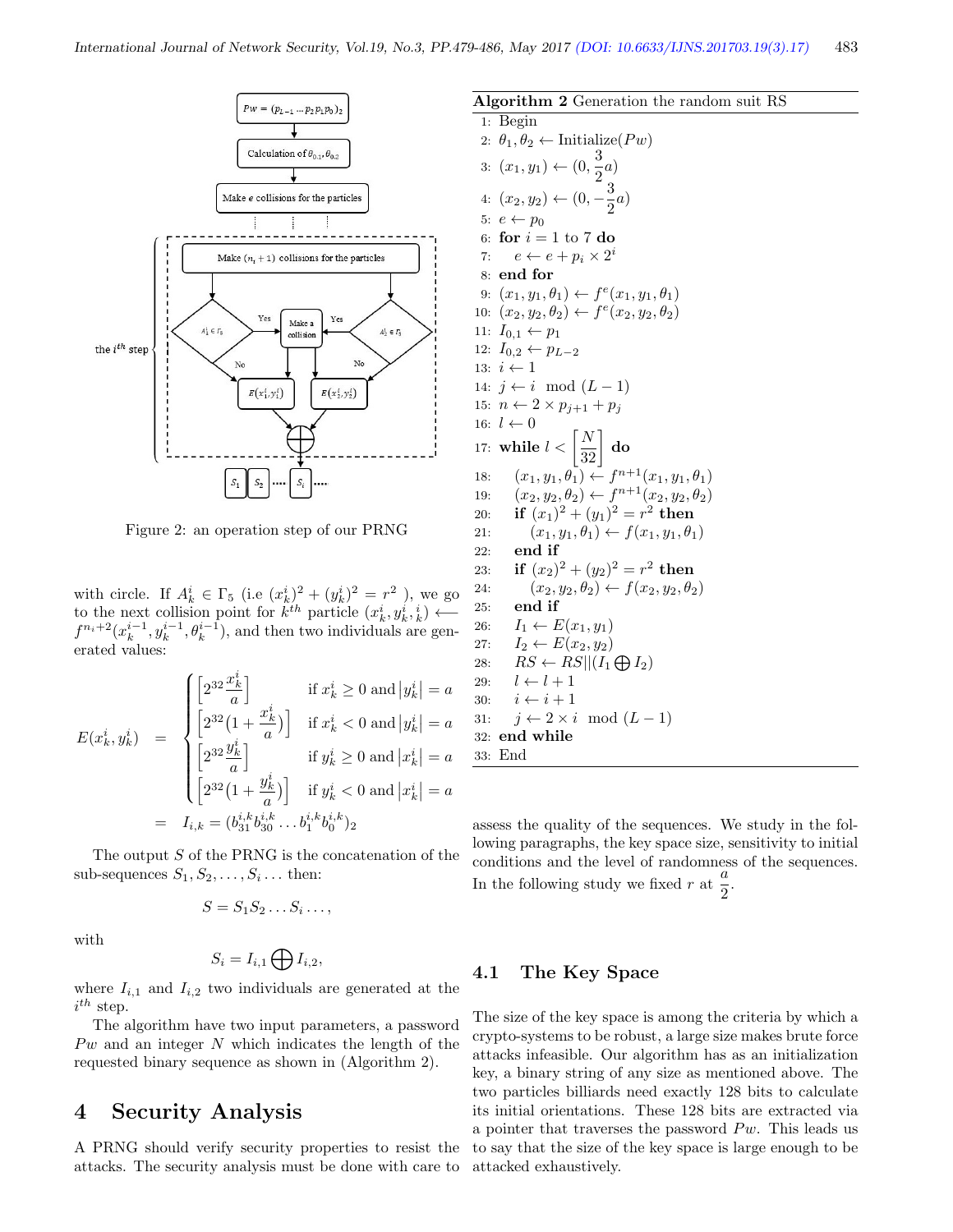Figure 2: an operation step of our PRNG

with circle. If $A_k^i \in \Gamma_5$ (i.e $(x_k^i)^2 + (y_k^i)^2 = r^2$ ), we go to the next collision point for $k^{th}$ particle $(x_k^i, y_k^i, \theta_k^i) \longleftarrow f^{n_i+2}(x_k^{i-1}, y_k^{i-1}, \theta_k^{i-1})$, and then two individuals are generated values:

$$
\begin{aligned}
E(x_k^i, y_k^i) &= \begin{cases} \left[2^{32}\frac{x_k^i}{a}\right] & \text{if } x_k^i \geq 0 \text{ and } |y_k^i| = a \\ \left[2^{32}(1+\frac{x_k^i}{a})\right] & \text{if } x_k^i < 0 \text{ and } |y_k^i| = a \\ \left[2^{32}\frac{y_k^i}{a}\right] & \text{if } y_k^i \geq 0 \text{ and } |x_k^i| = a \\ \left[2^{32}(1+\frac{y_k^i}{a})\right] & \text{if } y_k^i < 0 \text{ and } |x_k^i| = a \end{cases} \\
&= I_{i,k} = (b_{31}^{i,k} b_{30}^{i,k} \dots b_1^{i,k} b_0^{i,k})_2
\end{aligned}
$$

The output $S$ of the PRNG is the concatenation of the sub-sequences $S_1, S_2, \dots, S_i \dots$ then:

$$S = S_1 S_2 \dots S_i \dots,$$

with

$$S_i = I_{i,1} \bigoplus I_{i,2},$$

where $I_{i,1}$ and $I_{i,2}$ two individuals are generated at the $i^{th}$ step.

The algorithm have two input parameters, a password $Pw$ and an integer $N$ which indicates the length of the requested binary sequence as shown in (Algorithm 2).

**Algorithm 2** Generation the random suit RS

```
1:  Begin
2:  θ1, θ2 ← Initialize(Pw)
3:  (x1, y1) ← (0, (3/2)a)
4:  (x2, y2) ← (0, −(3/2)a)
5:  e ← p0
6:  for i = 1 to 7 do
7:      e ← e + p_i × 2^i
8:  end for
9:  (x1, y1, θ1) ← f^e(x1, y1, θ1)
10: (x2, y2, θ2) ← f^e(x2, y2, θ2)
11: I_{0,1} ← p1
12: I_{0,2} ← p_{L−2}
13: i ← 1
14: j ← i mod (L − 1)
15: n ← 2 × p_{j+1} + p_j
16: l ← 0
17: while l < [N/32] do
18:     (x1, y1, θ1) ← f^{n+1}(x1, y1, θ1)
19:     (x2, y2, θ2) ← f^{n+1}(x2, y2, θ2)
20:     if (x1)^2 + (y1)^2 = r^2 then
21:         (x1, y1, θ1) ← f(x1, y1, θ1)
22:     end if
23:     if (x2)^2 + (y2)^2 = r^2 then
24:         (x2, y2, θ2) ← f(x2, y2, θ2)
25:     end if
26:     I1 ← E(x1, y1)
27:     I2 ← E(x2, y2)
28:     RS ← RS||(I1 ⊕ I2)
29:     l ← l + 1
30:     i ← i + 1
31:     j ← 2 × i mod (L − 1)
32: end while
33: End
```

## 4 Security Analysis

A PRNG should verify security properties to resist the attacks. The security analysis must be done with care to assess the quality of the sequences. We study in the following paragraphs, the key space size, sensitivity to initial conditions and the level of randomness of the sequences. In the following study we fixed $r$ at $\frac{a}{2}$.

### 4.1 The Key Space

The size of the key space is among the criteria by which a crypto-systems to be robust, a large size makes brute force attacks infeasible. Our algorithm has as an initialization key, a binary string of any size as mentioned above. The two particles billiards need exactly 128 bits to calculate its initial conditions. These 128 bits are extracted via a pointer that traverses the password $Pw$. This leads us to say that the size of the key space is large enough to be attacked exhaustively.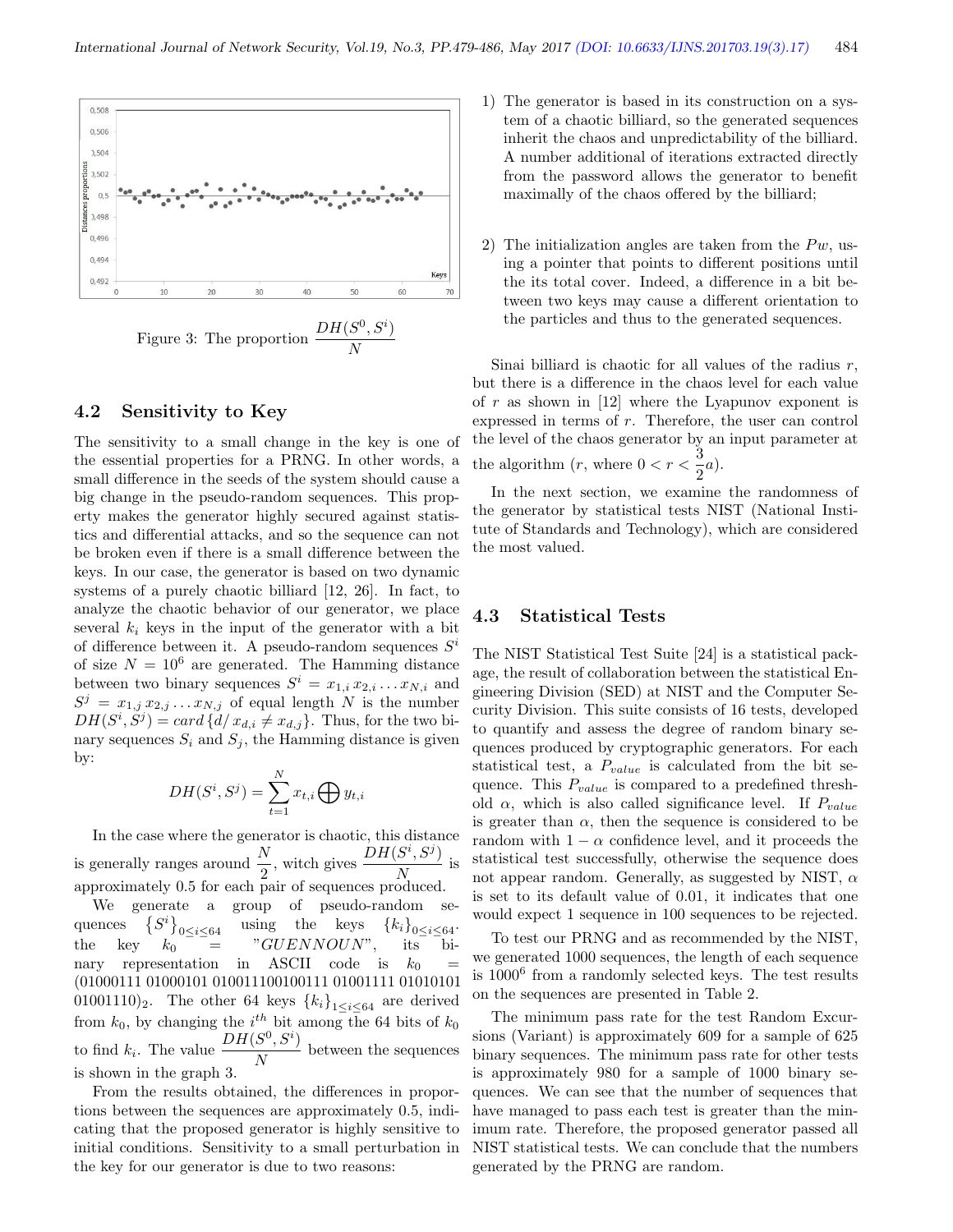Figure 3: The proportion $\dfrac{DH(S^0, S^i)}{N}$

## 4.2 Sensitivity to Key

The sensitivity to a small change in the key is one of the essential properties for a PRNG. In other words, a small difference in the seeds of the system should cause a big change in the pseudo-random sequences. This property makes the generator highly secured against statistics and differential attacks, and so the sequence can not be broken even if there is a small difference between the keys. In our case, the generator is based on two dynamic systems of a purely chaotic billiard [12, 26]. In fact, to analyze the chaotic behavior of our generator, we place several $k_i$ keys in the input of the generator with a bit of difference between it. A pseudo-random sequences $S^i$ of size $N = 10^6$ are generated. The Hamming distance between two binary sequences $S^i = x_{1,i}\, x_{2,i} \ldots x_{N,i}$ and $S^j = x_{1,j}\, x_{2,j} \ldots x_{N,j}$ of equal length $N$ is the number $DH(S^i, S^j) = card\,\{d/\, x_{d,i} \neq x_{d,j}\}$. Thus, for the two binary sequences $S_i$ and $S_j$, the Hamming distance is given by:

$$DH(S^i, S^j) = \sum_{t=1}^{N} x_{t,i} \bigoplus y_{t,i}$$

In the case where the generator is chaotic, this distance is generally ranges around $\dfrac{N}{2}$, witch gives $\dfrac{DH(S^i, S^j)}{N}$ is approximately 0.5 for each pair of sequences produced.

We generate a group of pseudo-random sequences $\{S^i\}_{0 \leq i \leq 64}$ using the keys $\{k_i\}_{0 \leq i \leq 64}$. the key $k_0$ = "*GUENNOUN*", its binary representation in ASCII code is $k_0$ = $(01000111\ 01000101\ 010011100100111\ 01001111\ 01010101\ 01001110)_2$. The other 64 keys $\{k_i\}_{1 \leq i \leq 64}$ are derived from $k_0$, by changing the $i^{th}$ bit among the 64 bits of $k_0$ to find $k_i$. The value $\dfrac{DH(S^0, S^i)}{N}$ between the sequences is shown in the graph 3.

From the results obtained, the differences in proportions between the sequences are approximately 0.5, indicating that the proposed generator is highly sensitive to initial conditions. Sensitivity to a small perturbation in the key for our generator is due to two reasons:

1) The generator is based in its construction on a system of a chaotic billiard, so the generated sequences inherit the chaos and unpredictability of the billiard. A number additional of iterations extracted directly from the password allows the generator to benefit maximally of the chaos offered by the billiard;

2) The initialization angles are taken from the $Pw$, using a pointer that points to different positions until the its total cover. Indeed, a difference in a bit between two keys may cause a different orientation to the particles and thus to the generated sequences.

Sinai billiard is chaotic for all values of the radius $r$, but there is a difference in the chaos level for each value of $r$ as shown in [12] where the Lyapunov exponent is expressed in terms of $r$. Therefore, the user can control the level of the chaos generator by an input parameter at the algorithm ($r$, where $0 < r < \dfrac{3}{2}a$).

In the next section, we examine the randomness of the generator by statistical tests NIST (National Institute of Standards and Technology), which are considered the most valued.

## 4.3 Statistical Tests

The NIST Statistical Test Suite [24] is a statistical package, the result of collaboration between the statistical Engineering Division (SED) at NIST and the Computer Security Division. This suite consists of 16 tests, developed to quantify and assess the degree of random binary sequences produced by cryptographic generators. For each statistical test, a $P_{value}$ is calculated from the bit sequence. This $P_{value}$ is compared to a predefined threshold $\alpha$, which is also called significance level. If $P_{value}$ is greater than $\alpha$, then the sequence is considered to be random with $1 - \alpha$ confidence level, and it proceeds the statistical test successfully, otherwise the sequence does not appear random. Generally, as suggested by NIST, $\alpha$ is set to its default value of 0.01, it indicates that one would expect 1 sequence in 100 sequences to be rejected.

To test our PRNG and as recommended by the NIST, we generated 1000 sequences, the length of each sequence is $1000^6$ from a randomly selected keys. The test results on the sequences are presented in Table 2.

The minimum pass rate for the test Random Excursions (Variant) is approximately 609 for a sample of 625 binary sequences. The minimum pass rate for other tests is approximately 980 for a sample of 1000 binary sequences. We can see that the number of sequences that have managed to pass each test is greater than the minimum rate. Therefore, the proposed generator passed all NIST statistical tests. We can conclude that the numbers generated by the PRNG are random.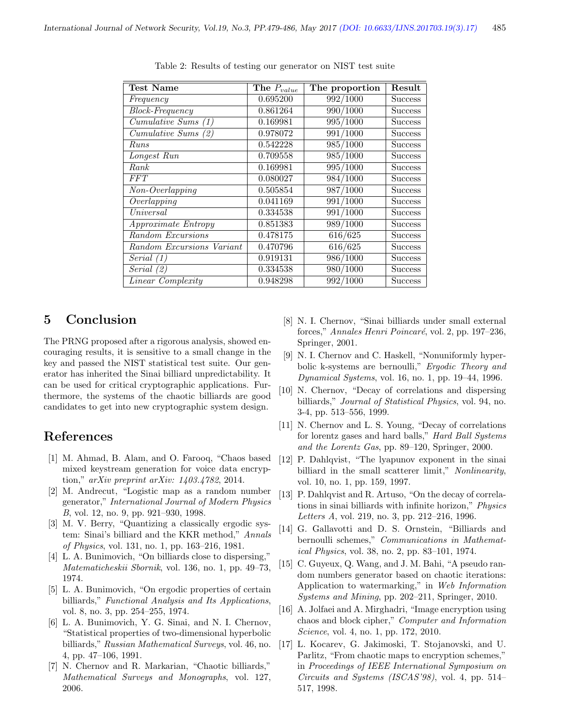Table 2: Results of testing our generator on NIST test suite

| **Test Name** | **The $P_{value}$** | **The proportion** | **Result** |
|---|---|---|---|
| *Frequency* | 0.695200 | 992/1000 | Success |
| *Block-Frequency* | 0.861264 | 990/1000 | Success |
| *Cumulative Sums (1)* | 0.169981 | 995/1000 | Success |
| *Cumulative Sums (2)* | 0.978072 | 991/1000 | Success |
| *Runs* | 0.542228 | 985/1000 | Success |
| *Longest Run* | 0.709558 | 985/1000 | Success |
| *Rank* | 0.169981 | 995/1000 | Success |
| *FFT* | 0.080027 | 984/1000 | Success |
| *Non-Overlapping* | 0.505854 | 987/1000 | Success |
| *Overlapping* | 0.041169 | 991/1000 | Success |
| *Universal* | 0.334538 | 991/1000 | Success |
| *Approximate Entropy* | 0.851383 | 989/1000 | Success |
| *Random Excursions* | 0.478175 | 616/625 | Success |
| *Random Excursions Variant* | 0.470796 | 616/625 | Success |
| *Serial (1)* | 0.919131 | 986/1000 | Success |
| *Serial (2)* | 0.334538 | 980/1000 | Success |
| *Linear Complexity* | 0.948298 | 992/1000 | Success |

## 5 Conclusion

The PRNG proposed after a rigorous analysis, showed encouraging results, it is sensitive to a small change in the key and passed the NIST statistical test suite. Our generator has inherited the Sinai billiard unpredictability. It can be used for critical cryptographic applications. Furthermore, the systems of the chaotic billiards are good candidates to get into new cryptographic system design.

## References

[1] M. Ahmad, B. Alam, and O. Farooq, "Chaos based mixed keystream generation for voice data encryption," *arXiv preprint arXiv: 1403.4782*, 2014.

[2] M. Andrecut, "Logistic map as a random number generator," *International Journal of Modern Physics B*, vol. 12, no. 9, pp. 921–930, 1998.

[3] M. V. Berry, "Quantizing a classically ergodic system: Sinai's billiard and the KKR method," *Annals of Physics*, vol. 131, no. 1, pp. 163–216, 1981.

[4] L. A. Bunimovich, "On billiards close to dispersing," *Matematicheskii Sbornik*, vol. 136, no. 1, pp. 49–73, 1974.

[5] L. A. Bunimovich, "On ergodic properties of certain billiards," *Functional Analysis and Its Applications*, vol. 8, no. 3, pp. 254–255, 1974.

[6] L. A. Bunimovich, Y. G. Sinai, and N. I. Chernov, "Statistical properties of two-dimensional hyperbolic billiards," *Russian Mathematical Surveys*, vol. 46, no. 4, pp. 47–106, 1991.

[7] N. Chernov and R. Markarian, "Chaotic billiards," *Mathematical Surveys and Monographs*, vol. 127, 2006.

[8] N. I. Chernov, "Sinai billiards under small external forces," *Annales Henri Poincaré*, vol. 2, pp. 197–236, Springer, 2001.

[9] N. I. Chernov and C. Haskell, "Nonuniformly hyperbolic k-systems are bernoulli," *Ergodic Theory and Dynamical Systems*, vol. 16, no. 1, pp. 19–44, 1996.

[10] N. Chernov, "Decay of correlations and dispersing billiards," *Journal of Statistical Physics*, vol. 94, no. 3-4, pp. 513–556, 1999.

[11] N. Chernov and L. S. Young, "Decay of correlations for lorentz gases and hard balls," *Hard Ball Systems and the Lorentz Gas*, pp. 89–120, Springer, 2000.

[12] P. Dahlqvist, "The lyapunov exponent in the sinai billiard in the small scatterer limit," *Nonlinearity*, vol. 10, no. 1, pp. 159, 1997.

[13] P. Dahlqvist and R. Artuso, "On the decay of correlations in sinai billiards with infinite horizon," *Physics Letters A*, vol. 219, no. 3, pp. 212–216, 1996.

[14] G. Gallavotti and D. S. Ornstein, "Billiards and bernoulli schemes," *Communications in Mathematical Physics*, vol. 38, no. 2, pp. 83–101, 1974.

[15] C. Guyeux, Q. Wang, and J. M. Bahi, "A pseudo random numbers generator based on chaotic iterations: Application to watermarking," in *Web Information Systems and Mining*, pp. 202–211, Springer, 2010.

[16] A. Jolfaei and A. Mirghadri, "Image encryption using chaos and block cipher," *Computer and Information Science*, vol. 4, no. 1, pp. 172, 2010.

[17] L. Kocarev, G. Jakimoski, T. Stojanovski, and U. Parlitz, "From chaotic maps to encryption schemes," in *Proceedings of IEEE International Symposium on Circuits and Systems (ISCAS'98)*, vol. 4, pp. 514–517, 1998.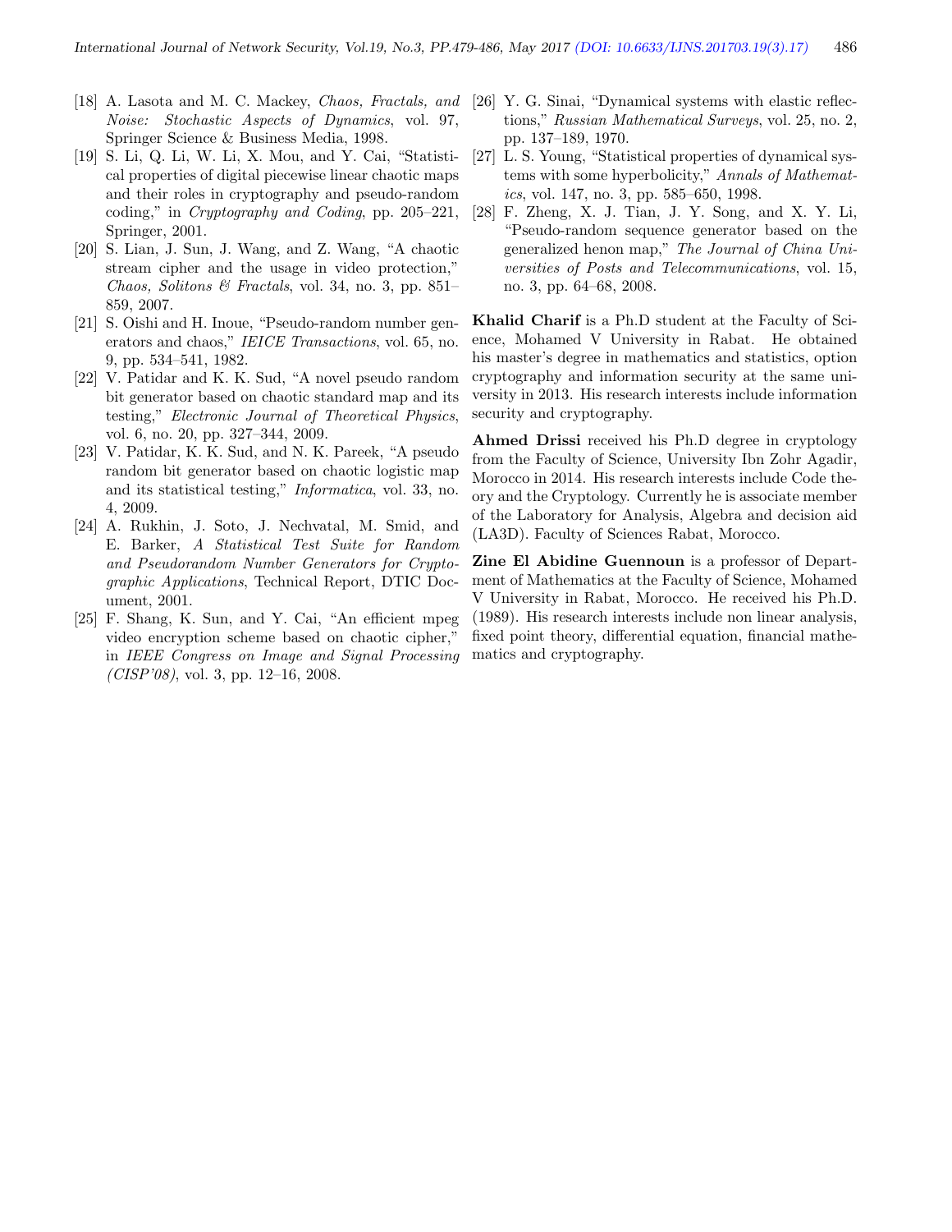[18] A. Lasota and M. C. Mackey, *Chaos, Fractals, and Noise: Stochastic Aspects of Dynamics*, vol. 97, Springer Science & Business Media, 1998.

[19] S. Li, Q. Li, W. Li, X. Mou, and Y. Cai, "Statistical properties of digital piecewise linear chaotic maps and their roles in cryptography and pseudo-random coding," in *Cryptography and Coding*, pp. 205–221, Springer, 2001.

[20] S. Lian, J. Sun, J. Wang, and Z. Wang, "A chaotic stream cipher and the usage in video protection," *Chaos, Solitons & Fractals*, vol. 34, no. 3, pp. 851–859, 2007.

[21] S. Oishi and H. Inoue, "Pseudo-random number generators and chaos," *IEICE Transactions*, vol. 65, no. 9, pp. 534–541, 1982.

[22] V. Patidar and K. K. Sud, "A novel pseudo random bit generator based on chaotic standard map and its testing," *Electronic Journal of Theoretical Physics*, vol. 6, no. 20, pp. 327–344, 2009.

[23] V. Patidar, K. K. Sud, and N. K. Pareek, "A pseudo random bit generator based on chaotic logistic map and its statistical testing," *Informatica*, vol. 33, no. 4, 2009.

[24] A. Rukhin, J. Soto, J. Nechvatal, M. Smid, and E. Barker, *A Statistical Test Suite for Random and Pseudorandom Number Generators for Cryptographic Applications*, Technical Report, DTIC Document, 2001.

[25] F. Shang, K. Sun, and Y. Cai, "An efficient mpeg video encryption scheme based on chaotic cipher," in *IEEE Congress on Image and Signal Processing (CISP'08)*, vol. 3, pp. 12–16, 2008.

[26] Y. G. Sinai, "Dynamical systems with elastic reflections," *Russian Mathematical Surveys*, vol. 25, no. 2, pp. 137–189, 1970.

[27] L. S. Young, "Statistical properties of dynamical systems with some hyperbolicity," *Annals of Mathematics*, vol. 147, no. 3, pp. 585–650, 1998.

[28] F. Zheng, X. J. Tian, J. Y. Song, and X. Y. Li, "Pseudo-random sequence generator based on the generalized henon map," *The Journal of China Universities of Posts and Telecommunications*, vol. 15, no. 3, pp. 64–68, 2008.

**Khalid Charif** is a Ph.D student at the Faculty of Science, Mohamed V University in Rabat. He obtained his master's degree in mathematics and statistics, option cryptography and information security at the same university in 2013. His research interests include information security and cryptography.

**Ahmed Drissi** received his Ph.D degree in cryptology from the Faculty of Science, University Ibn Zohr Agadir, Morocco in 2014. His research interests include Code theory and the Cryptology. Currently he is associate member of the Laboratory for Analysis, Algebra and decision aid (LA3D). Faculty of Sciences Rabat, Morocco.

**Zine El Abidine Guennoun** is a professor of Department of Mathematics at the Faculty of Science, Mohamed V University in Rabat, Morocco. He received his Ph.D. (1989). His research interests include non linear analysis, fixed point theory, differential equation, financial mathematics and cryptography.